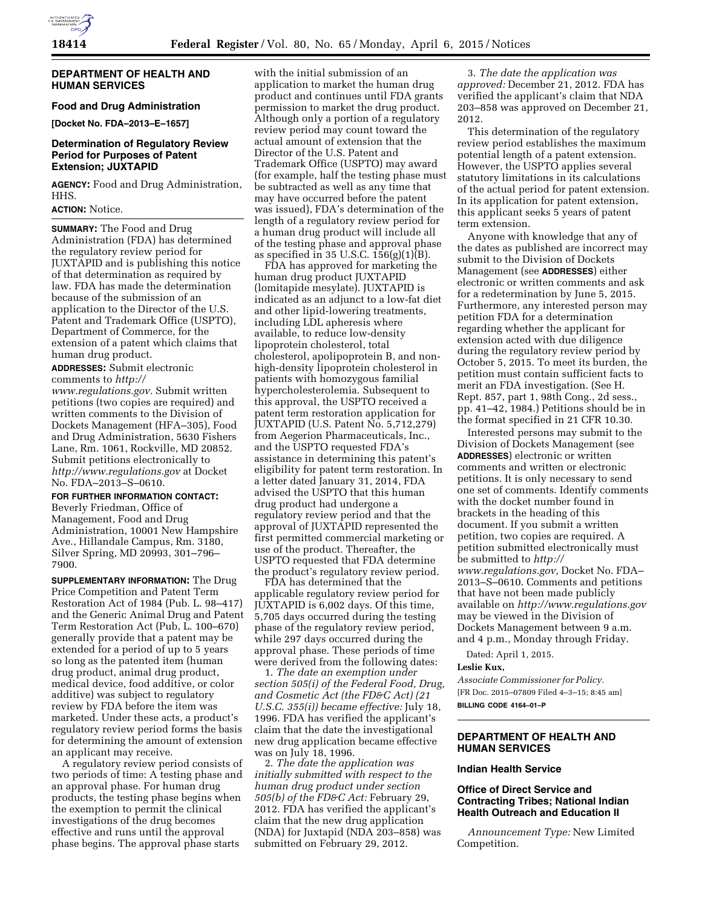## DEPARTMENT OF HEALTH AND HUMAN SERVICES

### Food and Drug Administration

**[Docket No. FDA–2013–E–1657]**

### Determination of Regulatory Review Period for Purposes of Patent Extension; JUXTAPID

**AGENCY:** Food and Drug Administration, HHS.

**ACTION:** Notice.

**SUMMARY:** The Food and Drug Administration (FDA) has determined the regulatory review period for JUXTAPID and is publishing this notice of that determination as required by law. FDA has made the determination because of the submission of an application to the Director of the U.S. Patent and Trademark Office (USPTO), Department of Commerce, for the extension of a patent which claims that human drug product.

**ADDRESSES:** Submit electronic comments to *http://www.regulations.gov.* Submit written petitions (two copies are required) and written comments to the Division of Dockets Management (HFA–305), Food and Drug Administration, 5630 Fishers Lane, Rm. 1061, Rockville, MD 20852. Submit petitions electronically to *http://www.regulations.gov* at Docket No. FDA–2013–S–0610.

**FOR FURTHER INFORMATION CONTACT:** Beverly Friedman, Office of Management, Food and Drug Administration, 10001 New Hampshire Ave., Hillandale Campus, Rm. 3180, Silver Spring, MD 20993, 301–796–7900.

**SUPPLEMENTARY INFORMATION:** The Drug Price Competition and Patent Term Restoration Act of 1984 (Pub. L. 98–417) and the Generic Animal Drug and Patent Term Restoration Act (Pub, L. 100–670) generally provide that a patent may be extended for a period of up to 5 years so long as the patented item (human drug product, animal drug product, medical device, food additive, or color additive) was subject to regulatory review by FDA before the item was marketed. Under these acts, a product's regulatory review period forms the basis for determining the amount of extension an applicant may receive.

A regulatory review period consists of two periods of time: A testing phase and an approval phase. For human drug products, the testing phase begins when the exemption to permit the clinical investigations of the drug becomes effective and runs until the approval phase begins. The approval phase starts with the initial submission of an application to market the human drug product and continues until FDA grants permission to market the drug product. Although only a portion of a regulatory review period may count toward the actual amount of extension that the Director of the U.S. Patent and Trademark Office (USPTO) may award (for example, half the testing phase must be subtracted as well as any time that may have occurred before the patent was issued), FDA's determination of the length of a regulatory review period for a human drug product will include all of the testing phase and approval phase as specified in 35 U.S.C. 156(g)(1)(B).

FDA has approved for marketing the human drug product JUXTAPID (lomitapide mesylate). JUXTAPID is indicated as an adjunct to a low-fat diet and other lipid-lowering treatments, including LDL apheresis where available, to reduce low-density lipoprotein cholesterol, total cholesterol, apolipoprotein B, and non-high-density lipoprotein cholesterol in patients with homozygous familial hypercholesterolemia. Subsequent to this approval, the USPTO received a patent term restoration application for JUXTAPID (U.S. Patent No. 5,712,279) from Aegerion Pharmaceuticals, Inc., and the USPTO requested FDA's assistance in determining this patent's eligibility for patent term restoration. In a letter dated January 31, 2014, FDA advised the USPTO that this human drug product had undergone a regulatory review period and that the approval of JUXTAPID represented the first permitted commercial marketing or use of the product. Thereafter, the USPTO requested that FDA determine the product's regulatory review period.

FDA has determined that the applicable regulatory review period for JUXTAPID is 6,002 days. Of this time, 5,705 days occurred during the testing phase of the regulatory review period, while 297 days occurred during the approval phase. These periods of time were derived from the following dates:

1. *The date an exemption under section 505(i) of the Federal Food, Drug, and Cosmetic Act (the FD&C Act) (21 U.S.C. 355(i)) became effective:* July 18, 1996. FDA has verified the applicant's claim that the date the investigational new drug application became effective was on July 18, 1996.

2. *The date the application was initially submitted with respect to the human drug product under section 505(b) of the FD&C Act:* February 29, 2012. FDA has verified the applicant's claim that the new drug application (NDA) for Juxtapid (NDA 203–858) was submitted on February 29, 2012.

3. *The date the application was approved:* December 21, 2012. FDA has verified the applicant's claim that NDA 203–858 was approved on December 21, 2012.

This determination of the regulatory review period establishes the maximum potential length of a patent extension. However, the USPTO applies several statutory limitations in its calculations of the actual period for patent extension. In its application for patent extension, this applicant seeks 5 years of patent term extension.

Anyone with knowledge that any of the dates as published are incorrect may submit to the Division of Dockets Management (see **ADDRESSES**) either electronic or written comments and ask for a redetermination by June 5, 2015. Furthermore, any interested person may petition FDA for a determination regarding whether the applicant for extension acted with due diligence during the regulatory review period by October 5, 2015. To meet its burden, the petition must contain sufficient facts to merit an FDA investigation. (See H. Rept. 857, part 1, 98th Cong., 2d sess., pp. 41–42, 1984.) Petitions should be in the format specified in 21 CFR 10.30.

Interested persons may submit to the Division of Dockets Management (see **ADDRESSES**) electronic or written comments and written or electronic petitions. It is only necessary to send one set of comments. Identify comments with the docket number found in brackets in the heading of this document. If you submit a written petition, two copies are required. A petition submitted electronically must be submitted to *http://www.regulations.gov,* Docket No. FDA–2013–S–0610. Comments and petitions that have not been made publicly available on *http://www.regulations.gov* may be viewed in the Division of Dockets Management between 9 a.m. and 4 p.m., Monday through Friday.

Dated: April 1, 2015.

**Leslie Kux,**

*Associate Commissioner for Policy.*

[FR Doc. 2015–07809 Filed 4–3–15; 8:45 am]

**BILLING CODE 4164–01–P**

## DEPARTMENT OF HEALTH AND HUMAN SERVICES

### Indian Health Service

### Office of Direct Service and Contracting Tribes; National Indian Health Outreach and Education II

*Announcement Type:* New Limited Competition.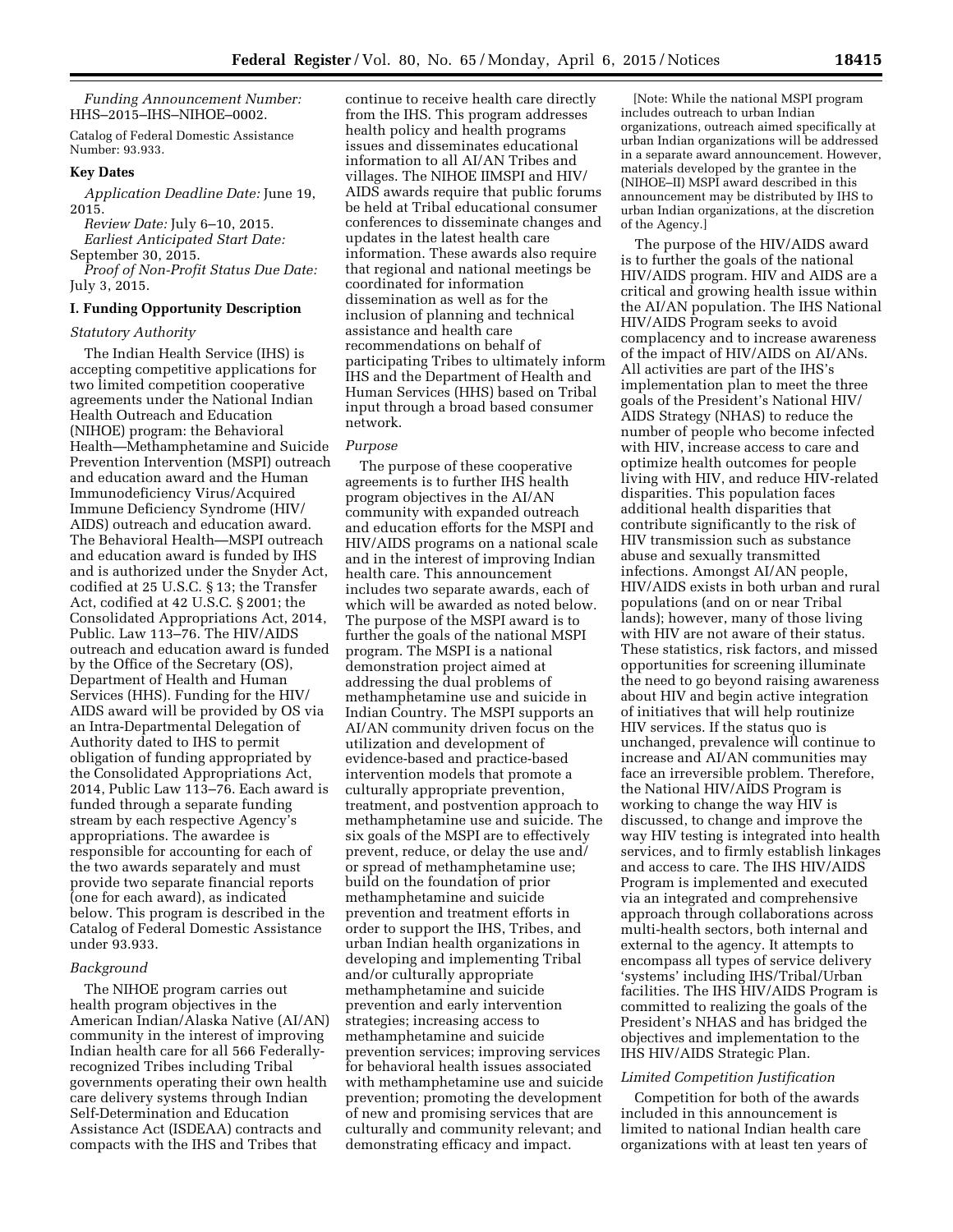*Funding Announcement Number:* HHS–2015–IHS–NIHOE–0002.

Catalog of Federal Domestic Assistance Number: 93.933.

**Key Dates**

*Application Deadline Date:* June 19, 2015.

*Review Date:* July 6–10, 2015.

*Earliest Anticipated Start Date:* September 30, 2015.

*Proof of Non-Profit Status Due Date:* July 3, 2015.

**I. Funding Opportunity Description**

*Statutory Authority*

The Indian Health Service (IHS) is accepting competitive applications for two limited competition cooperative agreements under the National Indian Health Outreach and Education (NIHOE) program: the Behavioral Health—Methamphetamine and Suicide Prevention Intervention (MSPI) outreach and education award and the Human Immunodeficiency Virus/Acquired Immune Deficiency Syndrome (HIV/AIDS) outreach and education award. The Behavioral Health—MSPI outreach and education award is funded by IHS and is authorized under the Snyder Act, codified at 25 U.S.C. § 13; the Transfer Act, codified at 42 U.S.C. § 2001; the Consolidated Appropriations Act, 2014, Public. Law 113–76. The HIV/AIDS outreach and education award is funded by the Office of the Secretary (OS), Department of Health and Human Services (HHS). Funding for the HIV/AIDS award will be provided by OS via an Intra-Departmental Delegation of Authority dated to IHS to permit obligation of funding appropriated by the Consolidated Appropriations Act, 2014, Public Law 113–76. Each award is funded through a separate funding stream by each respective Agency's appropriations. The awardee is responsible for accounting for each of the two awards separately and must provide two separate financial reports (one for each award), as indicated below. This program is described in the Catalog of Federal Domestic Assistance under 93.933.

*Background*

The NIHOE program carries out health program objectives in the American Indian/Alaska Native (AI/AN) community in the interest of improving Indian health care for all 566 Federally-recognized Tribes including Tribal governments operating their own health care delivery systems through Indian Self-Determination and Education Assistance Act (ISDEAA) contracts and compacts with the IHS and Tribes that continue to receive health care directly from the IHS. This program addresses health policy and health programs issues and disseminates educational information to all AI/AN Tribes and villages. The NIHOE IIMSPI and HIV/AIDS awards require that public forums be held at Tribal educational consumer conferences to disseminate changes and updates in the latest health care information. These awards also require that regional and national meetings be coordinated for information dissemination as well as for the inclusion of planning and technical assistance and health care recommendations on behalf of participating Tribes to ultimately inform IHS and the Department of Health and Human Services (HHS) based on Tribal input through a broad based consumer network.

*Purpose*

The purpose of these cooperative agreements is to further IHS health program objectives in the AI/AN community with expanded outreach and education efforts for the MSPI and HIV/AIDS programs on a national scale and in the interest of improving Indian health care. This announcement includes two separate awards, each of which will be awarded as noted below. The purpose of the MSPI award is to further the goals of the national MSPI program. The MSPI is a national demonstration project aimed at addressing the dual problems of methamphetamine use and suicide in Indian Country. The MSPI supports an AI/AN community driven focus on the utilization and development of evidence-based and practice-based intervention models that promote a culturally appropriate prevention, treatment, and postvention approach to methamphetamine use and suicide. The six goals of the MSPI are to effectively prevent, reduce, or delay the use and/or spread of methamphetamine use; build on the foundation of prior methamphetamine and suicide prevention and treatment efforts in order to support the IHS, Tribes, and urban Indian health organizations in developing and implementing Tribal and/or culturally appropriate methamphetamine and suicide prevention and early intervention strategies; increasing access to methamphetamine and suicide prevention services; improving services for behavioral health issues associated with methamphetamine use and suicide prevention; promoting the development of new and promising services that are culturally and community relevant; and demonstrating efficacy and impact.

[Note: While the national MSPI program includes outreach to urban Indian organizations, outreach aimed specifically at urban Indian organizations will be addressed in a separate award announcement. However, materials developed by the grantee in the (NIHOE–II) MSPI award described in this announcement may be distributed by IHS to urban Indian organizations, at the discretion of the Agency.]

The purpose of the HIV/AIDS award is to further the goals of the national HIV/AIDS program. HIV and AIDS are a critical and growing health issue within the AI/AN population. The IHS National HIV/AIDS Program seeks to avoid complacency and to increase awareness of the impact of HIV/AIDS on AI/ANs. All activities are part of the IHS's implementation plan to meet the three goals of the President's National HIV/AIDS Strategy (NHAS) to reduce the number of people who become infected with HIV, increase access to care and optimize health outcomes for people living with HIV, and reduce HIV-related disparities. This population faces additional health disparities that contribute significantly to the risk of HIV transmission such as substance abuse and sexually transmitted infections. Amongst AI/AN people, HIV/AIDS exists in both urban and rural populations (and on or near Tribal lands); however, many of those living with HIV are not aware of their status. These statistics, risk factors, and missed opportunities for screening illuminate the need to go beyond raising awareness about HIV and begin active integration of initiatives that will help routinize HIV services. If the status quo is unchanged, prevalence will continue to increase and AI/AN communities may face an irreversible problem. Therefore, the National HIV/AIDS Program is working to change the way HIV is discussed, to change and improve the way HIV testing is integrated into health services, and to firmly establish linkages and access to care. The IHS HIV/AIDS Program is implemented and executed via an integrated and comprehensive approach through collaborations across multi-health sectors, both internal and external to the agency. It attempts to encompass all types of service delivery 'systems' including IHS/Tribal/Urban facilities. The IHS HIV/AIDS Program is committed to realizing the goals of the President's NHAS and has bridged the objectives and implementation to the IHS HIV/AIDS Strategic Plan.

*Limited Competition Justification*

Competition for both of the awards included in this announcement is limited to national Indian health care organizations with at least ten years of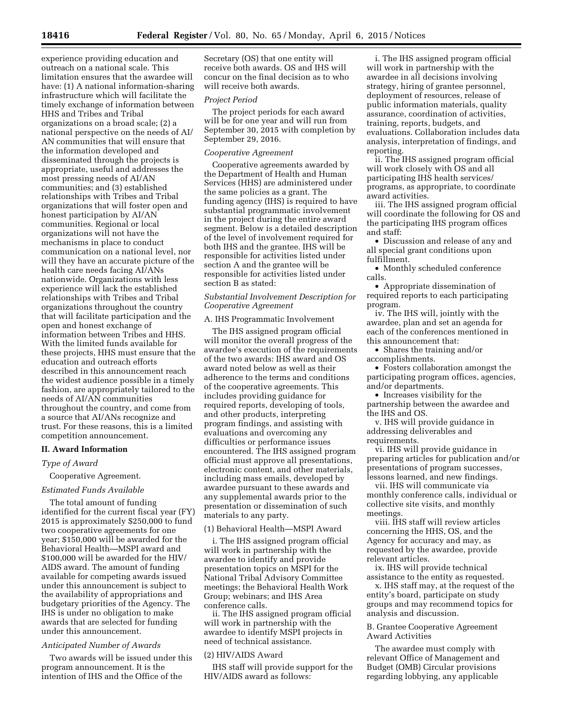experience providing education and outreach on a national scale. This limitation ensures that the awardee will have: (1) A national information-sharing infrastructure which will facilitate the timely exchange of information between HHS and Tribes and Tribal organizations on a broad scale; (2) a national perspective on the needs of AI/AN communities that will ensure that the information developed and disseminated through the projects is appropriate, useful and addresses the most pressing needs of AI/AN communities; and (3) established relationships with Tribes and Tribal organizations that will foster open and honest participation by AI/AN communities. Regional or local organizations will not have the mechanisms in place to conduct communication on a national level, nor will they have an accurate picture of the health care needs facing AI/ANs nationwide. Organizations with less experience will lack the established relationships with Tribes and Tribal organizations throughout the country that will facilitate participation and the open and honest exchange of information between Tribes and HHS. With the limited funds available for these projects, HHS must ensure that the education and outreach efforts described in this announcement reach the widest audience possible in a timely fashion, are appropriately tailored to the needs of AI/AN communities throughout the country, and come from a source that AI/ANs recognize and trust. For these reasons, this is a limited competition announcement.

## II. Award Information

*Type of Award*

Cooperative Agreement.

*Estimated Funds Available*

The total amount of funding identified for the current fiscal year (FY) 2015 is approximately $250,000 to fund two cooperative agreements for one year; $150,000 will be awarded for the Behavioral Health—MSPI award and $100,000 will be awarded for the HIV/AIDS award. The amount of funding available for competing awards issued under this announcement is subject to the availability of appropriations and budgetary priorities of the Agency. The IHS is under no obligation to make awards that are selected for funding under this announcement.

*Anticipated Number of Awards*

Two awards will be issued under this program announcement. It is the intention of IHS and the Office of the Secretary (OS) that one entity will receive both awards. OS and IHS will concur on the final decision as to who will receive both awards.

*Project Period*

The project periods for each award will be for one year and will run from September 30, 2015 with completion by September 29, 2016.

*Cooperative Agreement*

Cooperative agreements awarded by the Department of Health and Human Services (HHS) are administered under the same policies as a grant. The funding agency (IHS) is required to have substantial programmatic involvement in the project during the entire award segment. Below is a detailed description of the level of involvement required for both IHS and the grantee. IHS will be responsible for activities listed under section A and the grantee will be responsible for activities listed under section B as stated:

*Substantial Involvement Description for Cooperative Agreement*

A. IHS Programmatic Involvement

The IHS assigned program official will monitor the overall progress of the awardee's execution of the requirements of the two awards: IHS award and OS award noted below as well as their adherence to the terms and conditions of the cooperative agreements. This includes providing guidance for required reports, developing of tools, and other products, interpreting program findings, and assisting with evaluations and overcoming any difficulties or performance issues encountered. The IHS assigned program official must approve all presentations, electronic content, and other materials, including mass emails, developed by awardee pursuant to these awards and any supplemental awards prior to the presentation or dissemination of such materials to any party.

(1) Behavioral Health—MSPI Award

i. The IHS assigned program official will work in partnership with the awardee to identify and provide presentation topics on MSPI for the National Tribal Advisory Committee meetings; the Behavioral Health Work Group; webinars; and IHS Area conference calls.

ii. The IHS assigned program official will work in partnership with the awardee to identify MSPI projects in need of technical assistance.

(2) HIV/AIDS Award

IHS staff will provide support for the HIV/AIDS award as follows:

i. The IHS assigned program official will work in partnership with the awardee in all decisions involving strategy, hiring of grantee personnel, deployment of resources, release of public information materials, quality assurance, coordination of activities, training, reports, budgets, and evaluations. Collaboration includes data analysis, interpretation of findings, and reporting.

ii. The IHS assigned program official will work closely with OS and all participating IHS health services/programs, as appropriate, to coordinate award activities.

iii. The IHS assigned program official will coordinate the following for OS and the participating IHS program offices and staff:

- Discussion and release of any and all special grant conditions upon fulfillment.
- Monthly scheduled conference calls.
- Appropriate dissemination of required reports to each participating program.

iv. The IHS will, jointly with the awardee, plan and set an agenda for each of the conferences mentioned in this announcement that:

- Shares the training and/or accomplishments.
- Fosters collaboration amongst the participating program offices, agencies, and/or departments.
- Increases visibility for the partnership between the awardee and the IHS and OS.

v. IHS will provide guidance in addressing deliverables and requirements.

vi. IHS will provide guidance in preparing articles for publication and/or presentations of program successes, lessons learned, and new findings.

vii. IHS will communicate via monthly conference calls, individual or collective site visits, and monthly meetings.

viii. IHS staff will review articles concerning the HHS, OS, and the Agency for accuracy and may, as requested by the awardee, provide relevant articles.

ix. IHS will provide technical assistance to the entity as requested.

x. IHS staff may, at the request of the entity's board, participate on study groups and may recommend topics for analysis and discussion.

B. Grantee Cooperative Agreement Award Activities

The awardee must comply with relevant Office of Management and Budget (OMB) Circular provisions regarding lobbying, any applicable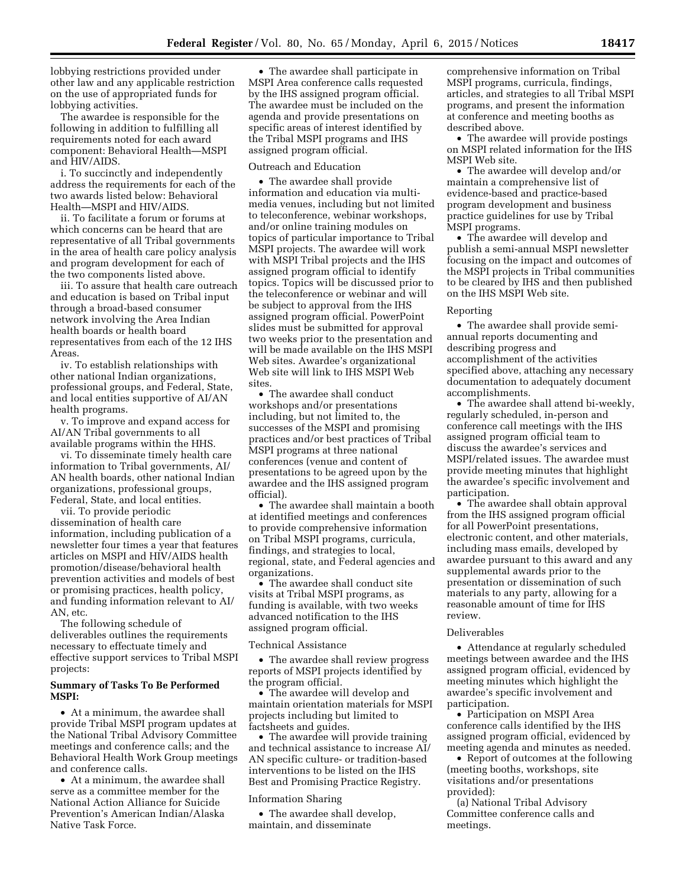lobbying restrictions provided under other law and any applicable restriction on the use of appropriated funds for lobbying activities.

The awardee is responsible for the following in addition to fulfilling all requirements noted for each award component: Behavioral Health—MSPI and HIV/AIDS.

i. To succinctly and independently address the requirements for each of the two awards listed below: Behavioral Health—MSPI and HIV/AIDS.

ii. To facilitate a forum or forums at which concerns can be heard that are representative of all Tribal governments in the area of health care policy analysis and program development for each of the two components listed above.

iii. To assure that health care outreach and education is based on Tribal input through a broad-based consumer network involving the Area Indian health boards or health board representatives from each of the 12 IHS Areas.

iv. To establish relationships with other national Indian organizations, professional groups, and Federal, State, and local entities supportive of AI/AN health programs.

v. To improve and expand access for AI/AN Tribal governments to all available programs within the HHS.

vi. To disseminate timely health care information to Tribal governments, AI/AN health boards, other national Indian organizations, professional groups, Federal, State, and local entities.

vii. To provide periodic dissemination of health care information, including publication of a newsletter four times a year that features articles on MSPI and HIV/AIDS health promotion/disease/behavioral health prevention activities and models of best or promising practices, health policy, and funding information relevant to AI/AN, etc.

The following schedule of deliverables outlines the requirements necessary to effectuate timely and effective support services to Tribal MSPI projects:

**Summary of Tasks To Be Performed MSPI:**

- At a minimum, the awardee shall provide Tribal MSPI program updates at the National Tribal Advisory Committee meetings and conference calls; and the Behavioral Health Work Group meetings and conference calls.
- At a minimum, the awardee shall serve as a committee member for the National Action Alliance for Suicide Prevention's American Indian/Alaska Native Task Force.
- The awardee shall participate in MSPI Area conference calls requested by the IHS assigned program official. The awardee must be included on the agenda and provide presentations on specific areas of interest identified by the Tribal MSPI programs and IHS assigned program official.

Outreach and Education

- The awardee shall provide information and education via multi-media venues, including but not limited to teleconference, webinar workshops, and/or online training modules on topics of particular importance to Tribal MSPI projects. The awardee will work with MSPI Tribal projects and the IHS assigned program official to identify topics. Topics will be discussed prior to the teleconference or webinar and will be subject to approval from the IHS assigned program official. PowerPoint slides must be submitted for approval two weeks prior to the presentation and will be made available on the IHS MSPI Web sites. Awardee's organizational Web site will link to IHS MSPI Web sites.
- The awardee shall conduct workshops and/or presentations including, but not limited to, the successes of the MSPI and promising practices and/or best practices of Tribal MSPI programs at three national conferences (venue and content of presentations to be agreed upon by the awardee and the IHS assigned program official).
- The awardee shall maintain a booth at identified meetings and conferences to provide comprehensive information on Tribal MSPI programs, curricula, findings, and strategies to local, regional, state, and Federal agencies and organizations.
- The awardee shall conduct site visits at Tribal MSPI programs, as funding is available, with two weeks advanced notification to the IHS assigned program official.

Technical Assistance

- The awardee shall review progress reports of MSPI projects identified by the program official.
- The awardee will develop and maintain orientation materials for MSPI projects including but limited to factsheets and guides.
- The awardee will provide training and technical assistance to increase AI/AN specific culture- or tradition-based interventions to be listed on the IHS Best and Promising Practice Registry.

Information Sharing

- The awardee shall develop, maintain, and disseminate comprehensive information on Tribal MSPI programs, curricula, findings, articles, and strategies to all Tribal MSPI programs, and present the information at conference and meeting booths as described above.
- The awardee will provide postings on MSPI related information for the IHS MSPI Web site.
- The awardee will develop and/or maintain a comprehensive list of evidence-based and practice-based program development and business practice guidelines for use by Tribal MSPI programs.
- The awardee will develop and publish a semi-annual MSPI newsletter focusing on the impact and outcomes of the MSPI projects in Tribal communities to be cleared by IHS and then published on the IHS MSPI Web site.

Reporting

- The awardee shall provide semi-annual reports documenting and describing progress and accomplishment of the activities specified above, attaching any necessary documentation to adequately document accomplishments.
- The awardee shall attend bi-weekly, regularly scheduled, in-person and conference call meetings with the IHS assigned program official team to discuss the awardee's services and MSPI/related issues. The awardee must provide meeting minutes that highlight the awardee's specific involvement and participation.
- The awardee shall obtain approval from the IHS assigned program official for all PowerPoint presentations, electronic content, and other materials, including mass emails, developed by awardee pursuant to this award and any supplemental awards prior to the presentation or dissemination of such materials to any party, allowing for a reasonable amount of time for IHS review.

Deliverables

- Attendance at regularly scheduled meetings between awardee and the IHS assigned program official, evidenced by meeting minutes which highlight the awardee's specific involvement and participation.
- Participation on MSPI Area conference calls identified by the IHS assigned program official, evidenced by meeting agenda and minutes as needed.
- Report of outcomes at the following (meeting booths, workshops, site visitations and/or presentations provided):

(a) National Tribal Advisory Committee conference calls and meetings.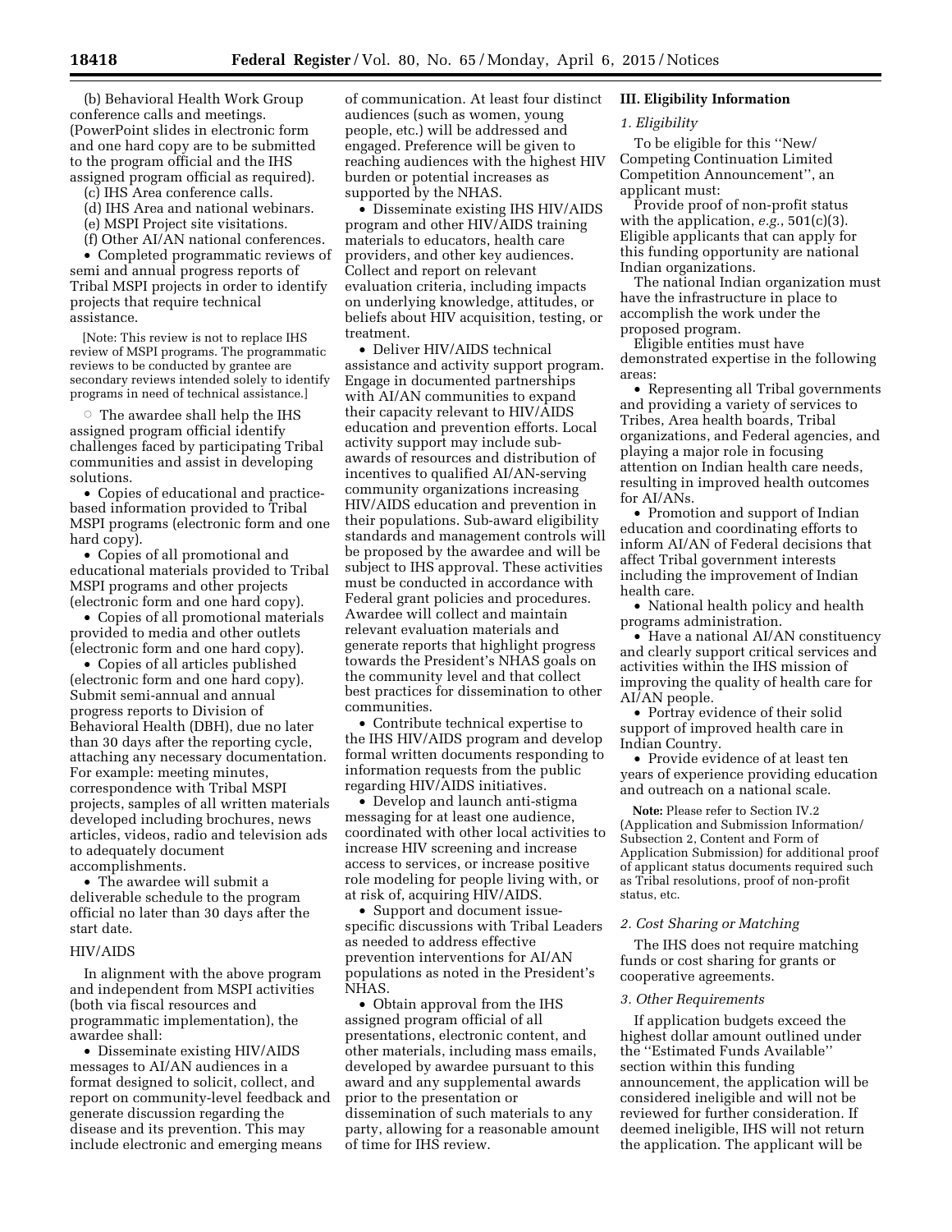(b) Behavioral Health Work Group conference calls and meetings. (PowerPoint slides in electronic form and one hard copy are to be submitted to the program official and the IHS assigned program official as required).

(c) IHS Area conference calls.

(d) IHS Area and national webinars.

(e) MSPI Project site visitations.

(f) Other AI/AN national conferences.

- Completed programmatic reviews of semi and annual progress reports of Tribal MSPI projects in order to identify projects that require technical assistance.

[Note: This review is not to replace IHS review of MSPI programs. The programmatic reviews to be conducted by grantee are secondary reviews intended solely to identify programs in need of technical assistance.]

- ○ The awardee shall help the IHS assigned program official identify challenges faced by participating Tribal communities and assist in developing solutions.
- Copies of educational and practice-based information provided to Tribal MSPI programs (electronic form and one hard copy).
- Copies of all promotional and educational materials provided to Tribal MSPI programs and other projects (electronic form and one hard copy).
- Copies of all promotional materials provided to media and other outlets (electronic form and one hard copy).
- Copies of all articles published (electronic form and one hard copy). Submit semi-annual and annual progress reports to Division of Behavioral Health (DBH), due no later than 30 days after the reporting cycle, attaching any necessary documentation. For example: meeting minutes, correspondence with Tribal MSPI projects, samples of all written materials developed including brochures, news articles, videos, radio and television ads to adequately document accomplishments.
- The awardee will submit a deliverable schedule to the program official no later than 30 days after the start date.

HIV/AIDS

In alignment with the above program and independent from MSPI activities (both via fiscal resources and programmatic implementation), the awardee shall:

- Disseminate existing HIV/AIDS messages to AI/AN audiences in a format designed to solicit, collect, and report on community-level feedback and generate discussion regarding the disease and its prevention. This may include electronic and emerging means of communication. At least four distinct audiences (such as women, young people, etc.) will be addressed and engaged. Preference will be given to reaching audiences with the highest HIV burden or potential increases as supported by the NHAS.
- Disseminate existing IHS HIV/AIDS program and other HIV/AIDS training materials to educators, health care providers, and other key audiences. Collect and report on relevant evaluation criteria, including impacts on underlying knowledge, attitudes, or beliefs about HIV acquisition, testing, or treatment.
- Deliver HIV/AIDS technical assistance and activity support program. Engage in documented partnerships with AI/AN communities to expand their capacity relevant to HIV/AIDS education and prevention efforts. Local activity support may include sub-awards of resources and distribution of incentives to qualified AI/AN-serving community organizations increasing HIV/AIDS education and prevention in their populations. Sub-award eligibility standards and management controls will be proposed by the awardee and will be subject to IHS approval. These activities must be conducted in accordance with Federal grant policies and procedures. Awardee will collect and maintain relevant evaluation materials and generate reports that highlight progress towards the President's NHAS goals on the community level and that collect best practices for dissemination to other communities.
- Contribute technical expertise to the IHS HIV/AIDS program and develop formal written documents responding to information requests from the public regarding HIV/AIDS initiatives.
- Develop and launch anti-stigma messaging for at least one audience, coordinated with other local activities to increase HIV screening and increase access to services, or increase positive role modeling for people living with, or at risk of, acquiring HIV/AIDS.
- Support and document issue-specific discussions with Tribal Leaders as needed to address effective prevention interventions for AI/AN populations as noted in the President's NHAS.
- Obtain approval from the IHS assigned program official of all presentations, electronic content, and other materials, including mass emails, developed by awardee pursuant to this award and any supplemental awards prior to the presentation or dissemination of such materials to any party, allowing for a reasonable amount of time for IHS review.

## III. Eligibility Information

### *1. Eligibility*

To be eligible for this ''New/Competing Continuation Limited Competition Announcement'', an applicant must:

Provide proof of non-profit status with the application, *e.g.*, 501(c)(3). Eligible applicants that can apply for this funding opportunity are national Indian organizations.

The national Indian organization must have the infrastructure in place to accomplish the work under the proposed program.

Eligible entities must have demonstrated expertise in the following areas:

- Representing all Tribal governments and providing a variety of services to Tribes, Area health boards, Tribal organizations, and Federal agencies, and playing a major role in focusing attention on Indian health care needs, resulting in improved health outcomes for AI/ANs.
- Promotion and support of Indian education and coordinating efforts to inform AI/AN of Federal decisions that affect Tribal government interests including the improvement of Indian health care.
- National health policy and health programs administration.
- Have a national AI/AN constituency and clearly support critical services and activities within the IHS mission of improving the quality of health care for AI/AN people.
- Portray evidence of their solid support of improved health care in Indian Country.
- Provide evidence of at least ten years of experience providing education and outreach on a national scale.

**Note:** Please refer to Section IV.2 (Application and Submission Information/Subsection 2, Content and Form of Application Submission) for additional proof of applicant status documents required such as Tribal resolutions, proof of non-profit status, etc.

### *2. Cost Sharing or Matching*

The IHS does not require matching funds or cost sharing for grants or cooperative agreements.

### *3. Other Requirements*

If application budgets exceed the highest dollar amount outlined under the ''Estimated Funds Available'' section within this funding announcement, the application will be considered ineligible and will not be reviewed for further consideration. If deemed ineligible, IHS will not return the application. The applicant will be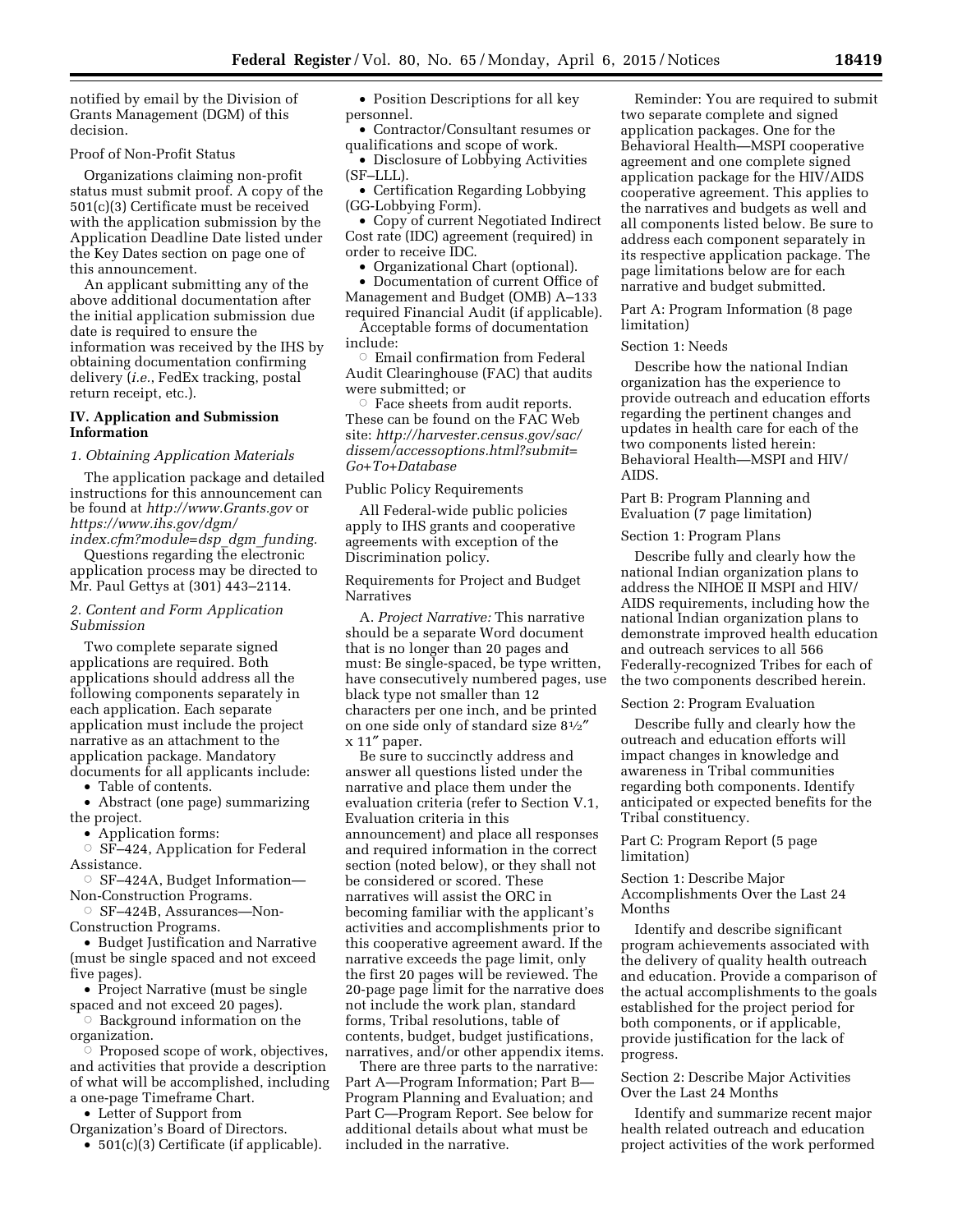notified by email by the Division of Grants Management (DGM) of this decision.

Proof of Non-Profit Status

Organizations claiming non-profit status must submit proof. A copy of the 501(c)(3) Certificate must be received with the application submission by the Application Deadline Date listed under the Key Dates section on page one of this announcement.

An applicant submitting any of the above additional documentation after the initial application submission due date is required to ensure the information was received by the IHS by obtaining documentation confirming delivery (*i.e.*, FedEx tracking, postal return receipt, etc.).

## IV. Application and Submission Information

### *1. Obtaining Application Materials*

The application package and detailed instructions for this announcement can be found at *http://www.Grants.gov* or *https://www.ihs.gov/dgm/index.cfm?module=dsp_dgm_funding.*

Questions regarding the electronic application process may be directed to Mr. Paul Gettys at (301) 443–2114.

### *2. Content and Form Application Submission*

Two complete separate signed applications are required. Both applications should address all the following components separately in each application. Each separate application must include the project narrative as an attachment to the application package. Mandatory documents for all applicants include:

- Table of contents.
- Abstract (one page) summarizing the project.
- Application forms:
  - ○ SF–424, Application for Federal Assistance.
  - ○ SF–424A, Budget Information—Non-Construction Programs.
  - ○ SF–424B, Assurances—Non-Construction Programs.
- Budget Justification and Narrative (must be single spaced and not exceed five pages).
- Project Narrative (must be single spaced and not exceed 20 pages).
  - ○ Background information on the organization.
  - ○ Proposed scope of work, objectives, and activities that provide a description of what will be accomplished, including a one-page Timeframe Chart.
- Letter of Support from Organization's Board of Directors.
- 501(c)(3) Certificate (if applicable).
- Position Descriptions for all key personnel.
- Contractor/Consultant resumes or qualifications and scope of work.
- Disclosure of Lobbying Activities (SF–LLL).
- Certification Regarding Lobbying (GG-Lobbying Form).
- Copy of current Negotiated Indirect Cost rate (IDC) agreement (required) in order to receive IDC.
- Organizational Chart (optional).
- Documentation of current Office of Management and Budget (OMB) A–133 required Financial Audit (if applicable).

Acceptable forms of documentation include:

- ○ Email confirmation from Federal Audit Clearinghouse (FAC) that audits were submitted; or
- ○ Face sheets from audit reports. These can be found on the FAC Web site: *http://harvester.census.gov/sac/dissem/accessoptions.html?submit=Go+To+Database*

Public Policy Requirements

All Federal-wide public policies apply to IHS grants and cooperative agreements with exception of the Discrimination policy.

Requirements for Project and Budget Narratives

A. *Project Narrative:* This narrative should be a separate Word document that is no longer than 20 pages and must: Be single-spaced, be type written, have consecutively numbered pages, use black type not smaller than 12 characters per one inch, and be printed on one side only of standard size 8½″ x 11″ paper.

Be sure to succinctly address and answer all questions listed under the narrative and place them under the evaluation criteria (refer to Section V.1, Evaluation criteria in this announcement) and place all responses and required information in the correct section (noted below), or they shall not be considered or scored. These narratives will assist the ORC in becoming familiar with the applicant's activities and accomplishments prior to this cooperative agreement award. If the narrative exceeds the page limit, only the first 20 pages will be reviewed. The 20-page page limit for the narrative does not include the work plan, standard forms, Tribal resolutions, table of contents, budget, budget justifications, narratives, and/or other appendix items.

There are three parts to the narrative: Part A—Program Information; Part B—Program Planning and Evaluation; and Part C—Program Report. See below for additional details about what must be included in the narrative.

Reminder: You are required to submit two separate complete and signed application packages. One for the Behavioral Health—MSPI cooperative agreement and one complete signed application package for the HIV/AIDS cooperative agreement. This applies to the narratives and budgets as well and all components listed below. Be sure to address each component separately in its respective application package. The page limitations below are for each narrative and budget submitted.

Part A: Program Information (8 page limitation)

Section 1: Needs

Describe how the national Indian organization has the experience to provide outreach and education efforts regarding the pertinent changes and updates in health care for each of the two components listed herein: Behavioral Health—MSPI and HIV/AIDS.

Part B: Program Planning and Evaluation (7 page limitation)

Section 1: Program Plans

Describe fully and clearly how the national Indian organization plans to address the NIHOE II MSPI and HIV/AIDS requirements, including how the national Indian organization plans to demonstrate improved health education and outreach services to all 566 Federally-recognized Tribes for each of the two components described herein.

Section 2: Program Evaluation

Describe fully and clearly how the outreach and education efforts will impact changes in knowledge and awareness in Tribal communities regarding both components. Identify anticipated or expected benefits for the Tribal constituency.

Part C: Program Report (5 page limitation)

Section 1: Describe Major Accomplishments Over the Last 24 Months

Identify and describe significant program achievements associated with the delivery of quality health outreach and education. Provide a comparison of the actual accomplishments to the goals established for the project period for both components, or if applicable, provide justification for the lack of progress.

Section 2: Describe Major Activities Over the Last 24 Months

Identify and summarize recent major health related outreach and education project activities of the work performed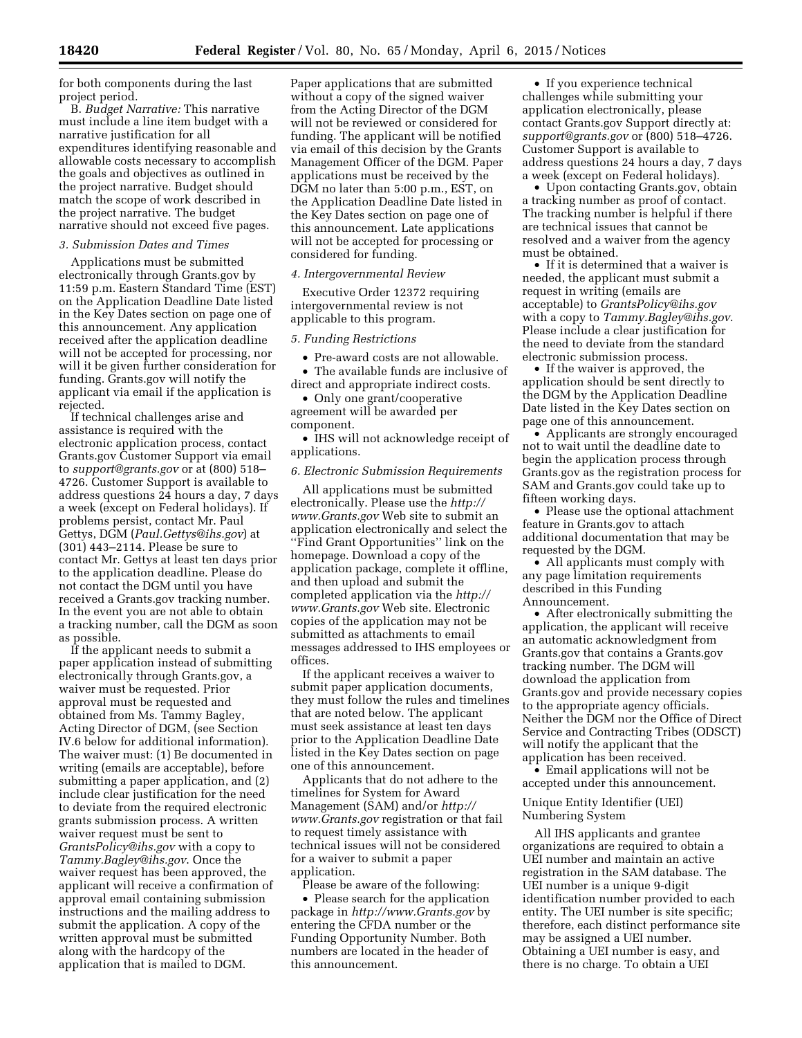for both components during the last project period.

B. *Budget Narrative:* This narrative must include a line item budget with a narrative justification for all expenditures identifying reasonable and allowable costs necessary to accomplish the goals and objectives as outlined in the project narrative. Budget should match the scope of work described in the project narrative. The budget narrative should not exceed five pages.

*3. Submission Dates and Times*

Applications must be submitted electronically through Grants.gov by 11:59 p.m. Eastern Standard Time (EST) on the Application Deadline Date listed in the Key Dates section on page one of this announcement. Any application received after the application deadline will not be accepted for processing, nor will it be given further consideration for funding. Grants.gov will notify the applicant via email if the application is rejected.

If technical challenges arise and assistance is required with the electronic application process, contact Grants.gov Customer Support via email to *support@grants.gov* or at (800) 518–4726. Customer Support is available to address questions 24 hours a day, 7 days a week (except on Federal holidays). If problems persist, contact Mr. Paul Gettys, DGM (*Paul.Gettys@ihs.gov*) at (301) 443–2114. Please be sure to contact Mr. Gettys at least ten days prior to the application deadline. Please do not contact the DGM until you have received a Grants.gov tracking number. In the event you are not able to obtain a tracking number, call the DGM as soon as possible.

If the applicant needs to submit a paper application instead of submitting electronically through Grants.gov, a waiver must be requested. Prior approval must be requested and obtained from Ms. Tammy Bagley, Acting Director of DGM, (see Section IV.6 below for additional information). The waiver must: (1) Be documented in writing (emails are acceptable), before submitting a paper application, and (2) include clear justification for the need to deviate from the required electronic grants submission process. A written waiver request must be sent to *GrantsPolicy@ihs.gov* with a copy to *Tammy.Bagley@ihs.gov*. Once the waiver request has been approved, the applicant will receive a confirmation of approval email containing submission instructions and the mailing address to submit the application. A copy of the written approval must be submitted along with the hardcopy of the application that is mailed to DGM. Paper applications that are submitted without a copy of the signed waiver from the Acting Director of the DGM will not be reviewed or considered for funding. The applicant will be notified via email of this decision by the Grants Management Officer of the DGM. Paper applications must be received by the DGM no later than 5:00 p.m., EST, on the Application Deadline Date listed in the Key Dates section on page one of this announcement. Late applications will not be accepted for processing or considered for funding.

*4. Intergovernmental Review*

Executive Order 12372 requiring intergovernmental review is not applicable to this program.

*5. Funding Restrictions*

- Pre-award costs are not allowable.
- The available funds are inclusive of direct and appropriate indirect costs.
- Only one grant/cooperative agreement will be awarded per component.
- IHS will not acknowledge receipt of applications.

*6. Electronic Submission Requirements*

All applications must be submitted electronically. Please use the *http://www.Grants.gov* Web site to submit an application electronically and select the ''Find Grant Opportunities'' link on the homepage. Download a copy of the application package, complete it offline, and then upload and submit the completed application via the *http://www.Grants.gov* Web site. Electronic copies of the application may not be submitted as attachments to email messages addressed to IHS employees or offices.

If the applicant receives a waiver to submit paper application documents, they must follow the rules and timelines that are noted below. The applicant must seek assistance at least ten days prior to the Application Deadline Date listed in the Key Dates section on page one of this announcement.

Applicants that do not adhere to the timelines for System for Award Management (SAM) and/or *http://www.Grants.gov* registration or that fail to request timely assistance with technical issues will not be considered for a waiver to submit a paper application.

Please be aware of the following:

- Please search for the application package in *http://www.Grants.gov* by entering the CFDA number or the Funding Opportunity Number. Both numbers are located in the header of this announcement.
- If you experience technical challenges while submitting your application electronically, please contact Grants.gov Support directly at: *support@grants.gov* or (800) 518–4726. Customer Support is available to address questions 24 hours a day, 7 days a week (except on Federal holidays).
- Upon contacting Grants.gov, obtain a tracking number as proof of contact. The tracking number is helpful if there are technical issues that cannot be resolved and a waiver from the agency must be obtained.
- If it is determined that a waiver is needed, the applicant must submit a request in writing (emails are acceptable) to *GrantsPolicy@ihs.gov* with a copy to *Tammy.Bagley@ihs.gov*. Please include a clear justification for the need to deviate from the standard electronic submission process.
- If the waiver is approved, the application should be sent directly to the DGM by the Application Deadline Date listed in the Key Dates section on page one of this announcement.
- Applicants are strongly encouraged not to wait until the deadline date to begin the application process through Grants.gov as the registration process for SAM and Grants.gov could take up to fifteen working days.
- Please use the optional attachment feature in Grants.gov to attach additional documentation that may be requested by the DGM.
- All applicants must comply with any page limitation requirements described in this Funding Announcement.
- After electronically submitting the application, the applicant will receive an automatic acknowledgment from Grants.gov that contains a Grants.gov tracking number. The DGM will download the application from Grants.gov and provide necessary copies to the appropriate agency officials. Neither the DGM nor the Office of Direct Service and Contracting Tribes (ODSCT) will notify the applicant that the application has been received.
- Email applications will not be accepted under this announcement.

Unique Entity Identifier (UEI) Numbering System

All IHS applicants and grantee organizations are required to obtain a UEI number and maintain an active registration in the SAM database. The UEI number is a unique 9-digit identification number provided to each entity. The UEI number is site specific; therefore, each distinct performance site may be assigned a UEI number. Obtaining a UEI number is easy, and there is no charge. To obtain a UEI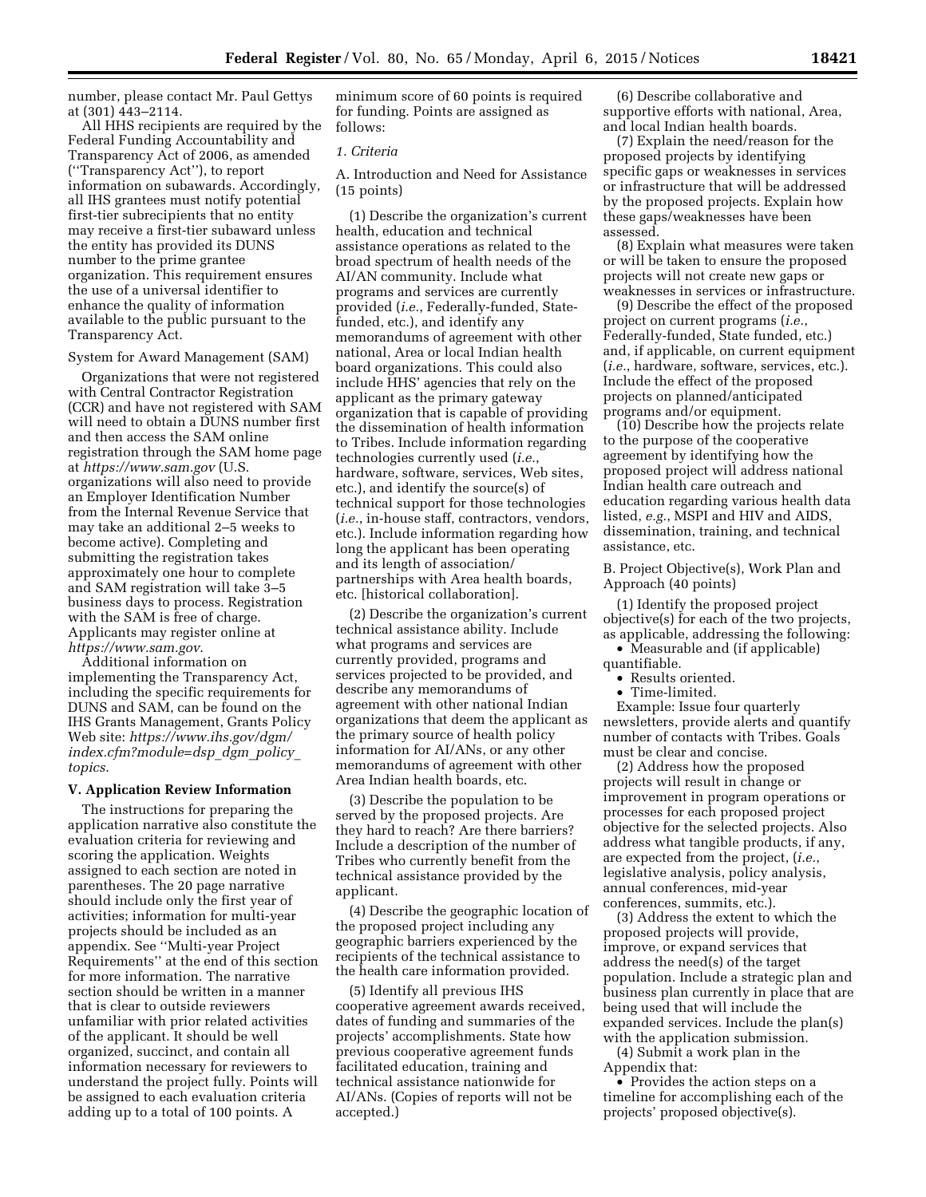number, please contact Mr. Paul Gettys at (301) 443–2114.

All HHS recipients are required by the Federal Funding Accountability and Transparency Act of 2006, as amended (''Transparency Act''), to report information on subawards. Accordingly, all IHS grantees must notify potential first-tier subrecipients that no entity may receive a first-tier subaward unless the entity has provided its DUNS number to the prime grantee organization. This requirement ensures the use of a universal identifier to enhance the quality of information available to the public pursuant to the Transparency Act.

System for Award Management (SAM)

Organizations that were not registered with Central Contractor Registration (CCR) and have not registered with SAM will need to obtain a DUNS number first and then access the SAM online registration through the SAM home page at *https://www.sam.gov* (U.S. organizations will also need to provide an Employer Identification Number from the Internal Revenue Service that may take an additional 2–5 weeks to become active). Completing and submitting the registration takes approximately one hour to complete and SAM registration will take 3–5 business days to process. Registration with the SAM is free of charge. Applicants may register online at *https://www.sam.gov*.

Additional information on implementing the Transparency Act, including the specific requirements for DUNS and SAM, can be found on the IHS Grants Management, Grants Policy Web site: *https://www.ihs.gov/dgm/index.cfm?module=dsp_dgm_policy_topics.*

## V. Application Review Information

The instructions for preparing the application narrative also constitute the evaluation criteria for reviewing and scoring the application. Weights assigned to each section are noted in parentheses. The 20 page narrative should include only the first year of activities; information for multi-year projects should be included as an appendix. See ''Multi-year Project Requirements'' at the end of this section for more information. The narrative section should be written in a manner that is clear to outside reviewers unfamiliar with prior related activities of the applicant. It should be well organized, succinct, and contain all information necessary for reviewers to understand the project fully. Points will be assigned to each evaluation criteria adding up to a total of 100 points. A minimum score of 60 points is required for funding. Points are assigned as follows:

*1. Criteria*

A. Introduction and Need for Assistance (15 points)

(1) Describe the organization's current health, education and technical assistance operations as related to the broad spectrum of health needs of the AI/AN community. Include what programs and services are currently provided (*i.e.*, Federally-funded, State-funded, etc.), and identify any memorandums of agreement with other national, Area or local Indian health board organizations. This could also include HHS' agencies that rely on the applicant as the primary gateway organization that is capable of providing the dissemination of health information to Tribes. Include information regarding technologies currently used (*i.e.*, hardware, software, services, Web sites, etc.), and identify the source(s) of technical support for those technologies (*i.e.*, in-house staff, contractors, vendors, etc.). Include information regarding how long the applicant has been operating and its length of association/partnerships with Area health boards, etc. [historical collaboration].

(2) Describe the organization's current technical assistance ability. Include what programs and services are currently provided, programs and services projected to be provided, and describe any memorandums of agreement with other national Indian organizations that deem the applicant as the primary source of health policy information for AI/ANs, or any other memorandums of agreement with other Area Indian health boards, etc.

(3) Describe the population to be served by the proposed projects. Are they hard to reach? Are there barriers? Include a description of the number of Tribes who currently benefit from the technical assistance provided by the applicant.

(4) Describe the geographic location of the proposed project including any geographic barriers experienced by the recipients of the technical assistance to the health care information provided.

(5) Identify all previous IHS cooperative agreement awards received, dates of funding and summaries of the projects' accomplishments. State how previous cooperative agreement funds facilitated education, training and technical assistance nationwide for AI/ANs. (Copies of reports will not be accepted.)

(6) Describe collaborative and supportive efforts with national, Area, and local Indian health boards.

(7) Explain the need/reason for the proposed projects by identifying specific gaps or weaknesses in services or infrastructure that will be addressed by the proposed projects. Explain how these gaps/weaknesses have been assessed.

(8) Explain what measures were taken or will be taken to ensure the proposed projects will not create new gaps or weaknesses in services or infrastructure.

(9) Describe the effect of the proposed project on current programs (*i.e.*, Federally-funded, State funded, etc.) and, if applicable, on current equipment (*i.e.*, hardware, software, services, etc.). Include the effect of the proposed projects on planned/anticipated programs and/or equipment.

(10) Describe how the projects relate to the purpose of the cooperative agreement by identifying how the proposed project will address national Indian health care outreach and education regarding various health data listed, *e.g.*, MSPI and HIV and AIDS, dissemination, training, and technical assistance, etc.

B. Project Objective(s), Work Plan and Approach (40 points)

(1) Identify the proposed project objective(s) for each of the two projects, as applicable, addressing the following:

- Measurable and (if applicable) quantifiable.
- Results oriented.
- Time-limited.

Example: Issue four quarterly newsletters, provide alerts and quantify number of contacts with Tribes. Goals must be clear and concise.

(2) Address how the proposed projects will result in change or improvement in program operations or processes for each proposed project objective for the selected projects. Also address what tangible products, if any, are expected from the project, (*i.e.*, legislative analysis, policy analysis, annual conferences, mid-year conferences, summits, etc.).

(3) Address the extent to which the proposed projects will provide, improve, or expand services that address the need(s) of the target population. Include a strategic plan and business plan currently in place that are being used that will include the expanded services. Include the plan(s) with the application submission.

(4) Submit a work plan in the Appendix that:

- Provides the action steps on a timeline for accomplishing each of the projects' proposed objective(s).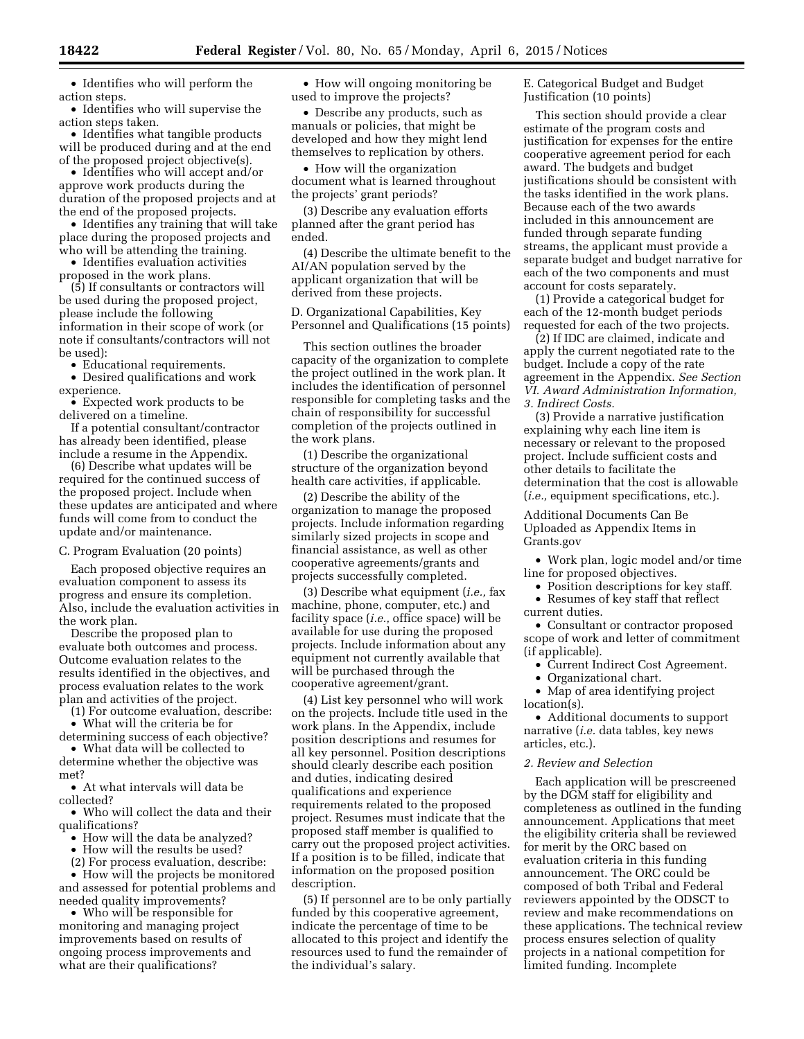- Identifies who will perform the action steps.
- Identifies who will supervise the action steps taken.
- Identifies what tangible products will be produced during and at the end of the proposed project objective(s).
- Identifies who will accept and/or approve work products during the duration of the proposed projects and at the end of the proposed projects.
- Identifies any training that will take place during the proposed projects and who will be attending the training.
- Identifies evaluation activities proposed in the work plans.

(5) If consultants or contractors will be used during the proposed project, please include the following information in their scope of work (or note if consultants/contractors will not be used):

- Educational requirements.
- Desired qualifications and work experience.
- Expected work products to be delivered on a timeline.

If a potential consultant/contractor has already been identified, please include a resume in the Appendix.

(6) Describe what updates will be required for the continued success of the proposed project. Include when these updates are anticipated and where funds will come from to conduct the update and/or maintenance.

C. Program Evaluation (20 points)

Each proposed objective requires an evaluation component to assess its progress and ensure its completion. Also, include the evaluation activities in the work plan.

Describe the proposed plan to evaluate both outcomes and process. Outcome evaluation relates to the results identified in the objectives, and process evaluation relates to the work plan and activities of the project.

(1) For outcome evaluation, describe:

- What will the criteria be for determining success of each objective?
- What data will be collected to determine whether the objective was met?
- At what intervals will data be collected?
- Who will collect the data and their qualifications?
- How will the data be analyzed?
- How will the results be used?

(2) For process evaluation, describe:

- How will the projects be monitored and assessed for potential problems and needed quality improvements?
- Who will be responsible for monitoring and managing project improvements based on results of ongoing process improvements and what are their qualifications?
- How will ongoing monitoring be used to improve the projects?
- Describe any products, such as manuals or policies, that might be developed and how they might lend themselves to replication by others.
- How will the organization document what is learned throughout the projects' grant periods?

(3) Describe any evaluation efforts planned after the grant period has ended.

(4) Describe the ultimate benefit to the AI/AN population served by the applicant organization that will be derived from these projects.

D. Organizational Capabilities, Key Personnel and Qualifications (15 points)

This section outlines the broader capacity of the organization to complete the project outlined in the work plan. It includes the identification of personnel responsible for completing tasks and the chain of responsibility for successful completion of the projects outlined in the work plans.

(1) Describe the organizational structure of the organization beyond health care activities, if applicable.

(2) Describe the ability of the organization to manage the proposed projects. Include information regarding similarly sized projects in scope and financial assistance, as well as other cooperative agreements/grants and projects successfully completed.

(3) Describe what equipment (*i.e.,* fax machine, phone, computer, etc.) and facility space (*i.e.,* office space) will be available for use during the proposed projects. Include information about any equipment not currently available that will be purchased through the cooperative agreement/grant.

(4) List key personnel who will work on the projects. Include title used in the work plans. In the Appendix, include position descriptions and resumes for all key personnel. Position descriptions should clearly describe each position and duties, indicating desired qualifications and experience requirements related to the proposed project. Resumes must indicate that the proposed staff member is qualified to carry out the proposed project activities. If a position is to be filled, indicate that information on the proposed position description.

(5) If personnel are to be only partially funded by this cooperative agreement, indicate the percentage of time to be allocated to this project and identify the resources used to fund the remainder of the individual's salary.

E. Categorical Budget and Budget Justification (10 points)

This section should provide a clear estimate of the program costs and justification for expenses for the entire cooperative agreement period for each award. The budgets and budget justifications should be consistent with the tasks identified in the work plans. Because each of the two awards included in this announcement are funded through separate funding streams, the applicant must provide a separate budget and budget narrative for each of the two components and must account for costs separately.

(1) Provide a categorical budget for each of the 12-month budget periods requested for each of the two projects.

(2) If IDC are claimed, indicate and apply the current negotiated rate to the budget. Include a copy of the rate agreement in the Appendix. *See Section VI. Award Administration Information, 3. Indirect Costs.*

(3) Provide a narrative justification explaining why each line item is necessary or relevant to the proposed project. Include sufficient costs and other details to facilitate the determination that the cost is allowable (*i.e.,* equipment specifications, etc.).

Additional Documents Can Be Uploaded as Appendix Items in Grants.gov

- Work plan, logic model and/or time line for proposed objectives.
- Position descriptions for key staff.
- Resumes of key staff that reflect current duties.
- Consultant or contractor proposed scope of work and letter of commitment (if applicable).
- Current Indirect Cost Agreement.
- Organizational chart.
- Map of area identifying project location(s).
- Additional documents to support narrative (*i.e.* data tables, key news articles, etc.).

*2. Review and Selection*

Each application will be prescreened by the DGM staff for eligibility and completeness as outlined in the funding announcement. Applications that meet the eligibility criteria shall be reviewed for merit by the ORC based on evaluation criteria in this funding announcement. The ORC could be composed of both Tribal and Federal reviewers appointed by the ODSCT to review and make recommendations on these applications. The technical review process ensures selection of quality projects in a national competition for limited funding. Incomplete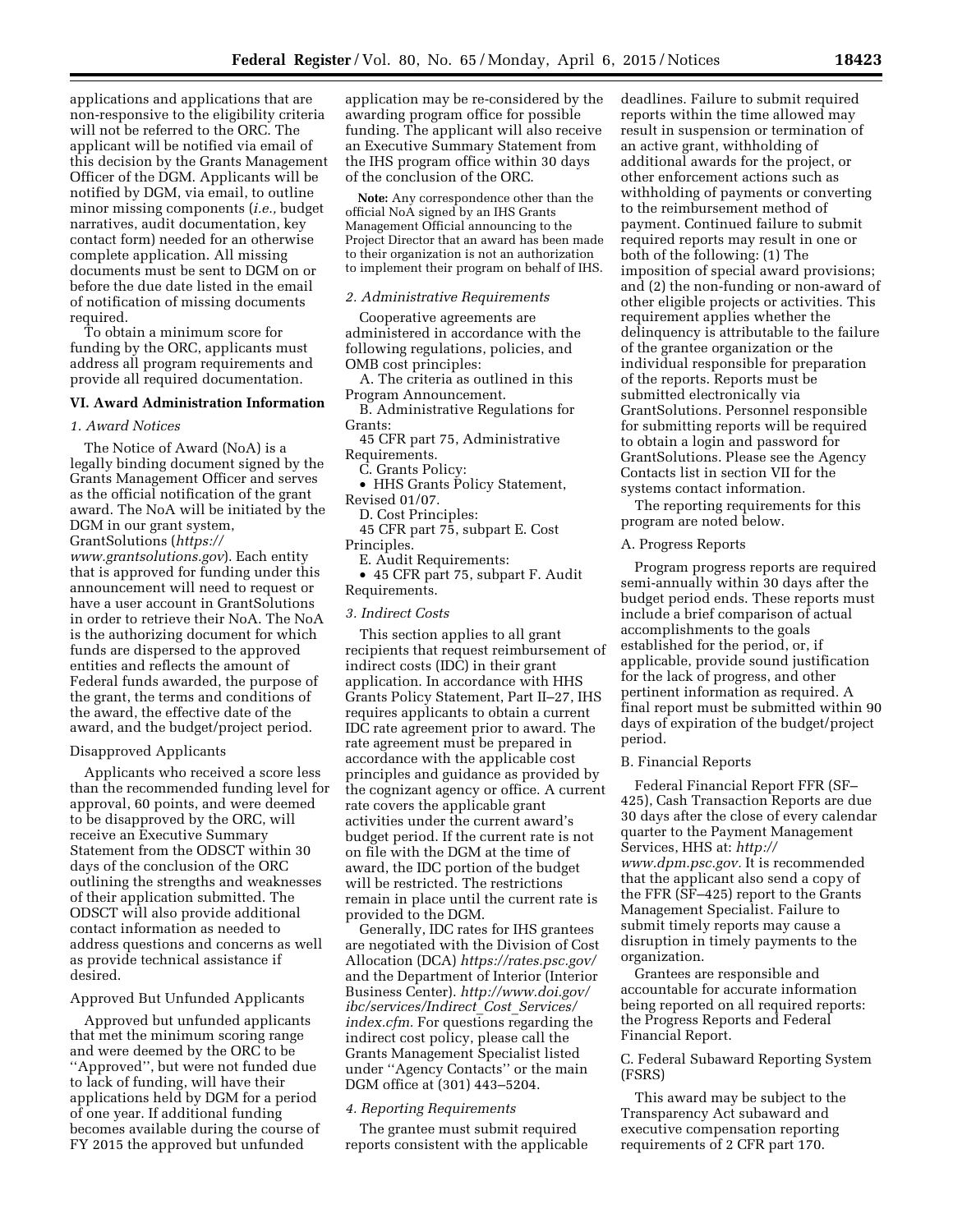applications and applications that are non-responsive to the eligibility criteria will not be referred to the ORC. The applicant will be notified via email of this decision by the Grants Management Officer of the DGM. Applicants will be notified by DGM, via email, to outline minor missing components (*i.e.,* budget narratives, audit documentation, key contact form) needed for an otherwise complete application. All missing documents must be sent to DGM on or before the due date listed in the email of notification of missing documents required.

To obtain a minimum score for funding by the ORC, applicants must address all program requirements and provide all required documentation.

## VI. Award Administration Information

### *1. Award Notices*

The Notice of Award (NoA) is a legally binding document signed by the Grants Management Officer and serves as the official notification of the grant award. The NoA will be initiated by the DGM in our grant system, GrantSolutions (*https://www.grantsolutions.gov*). Each entity that is approved for funding under this announcement will need to request or have a user account in GrantSolutions in order to retrieve their NoA. The NoA is the authorizing document for which funds are dispersed to the approved entities and reflects the amount of Federal funds awarded, the purpose of the grant, the terms and conditions of the award, the effective date of the award, and the budget/project period.

#### Disapproved Applicants

Applicants who received a score less than the recommended funding level for approval, 60 points, and were deemed to be disapproved by the ORC, will receive an Executive Summary Statement from the ODSCT within 30 days of the conclusion of the ORC outlining the strengths and weaknesses of their application submitted. The ODSCT will also provide additional contact information as needed to address questions and concerns as well as provide technical assistance if desired.

#### Approved But Unfunded Applicants

Approved but unfunded applicants that met the minimum scoring range and were deemed by the ORC to be "Approved", but were not funded due to lack of funding, will have their applications held by DGM for a period of one year. If additional funding becomes available during the course of FY 2015 the approved but unfunded application may be re-considered by the awarding program office for possible funding. The applicant will also receive an Executive Summary Statement from the IHS program office within 30 days of the conclusion of the ORC.

**Note:** Any correspondence other than the official NoA signed by an IHS Grants Management Official announcing to the Project Director that an award has been made to their organization is not an authorization to implement their program on behalf of IHS.

### *2. Administrative Requirements*

Cooperative agreements are administered in accordance with the following regulations, policies, and OMB cost principles:

A. The criteria as outlined in this Program Announcement.

B. Administrative Regulations for Grants:

45 CFR part 75, Administrative Requirements.

C. Grants Policy:

- HHS Grants Policy Statement, Revised 01/07.

D. Cost Principles:

45 CFR part 75, subpart E. Cost Principles.

E. Audit Requirements:

- 45 CFR part 75, subpart F. Audit Requirements.

### *3. Indirect Costs*

This section applies to all grant recipients that request reimbursement of indirect costs (IDC) in their grant application. In accordance with HHS Grants Policy Statement, Part II–27, IHS requires applicants to obtain a current IDC rate agreement prior to award. The rate agreement must be prepared in accordance with the applicable cost principles and guidance as provided by the cognizant agency or office. A current rate covers the applicable grant activities under the current award's budget period. If the current rate is not on file with the DGM at the time of award, the IDC portion of the budget will be restricted. The restrictions remain in place until the current rate is provided to the DGM.

Generally, IDC rates for IHS grantees are negotiated with the Division of Cost Allocation (DCA) *https://rates.psc.gov/* and the Department of Interior (Interior Business Center). *http://www.doi.gov/ibc/services/Indirect_Cost_Services/index.cfm.* For questions regarding the indirect cost policy, please call the Grants Management Specialist listed under "Agency Contacts" or the main DGM office at (301) 443–5204.

### *4. Reporting Requirements*

The grantee must submit required reports consistent with the applicable deadlines. Failure to submit required reports within the time allowed may result in suspension or termination of an active grant, withholding of additional awards for the project, or other enforcement actions such as withholding of payments or converting to the reimbursement method of payment. Continued failure to submit required reports may result in one or both of the following: (1) The imposition of special award provisions; and (2) the non-funding or non-award of other eligible projects or activities. This requirement applies whether the delinquency is attributable to the failure of the grantee organization or the individual responsible for preparation of the reports. Reports must be submitted electronically via GrantSolutions. Personnel responsible for submitting reports will be required to obtain a login and password for GrantSolutions. Please see the Agency Contacts list in section VII for the systems contact information.

The reporting requirements for this program are noted below.

#### A. Progress Reports

Program progress reports are required semi-annually within 30 days after the budget period ends. These reports must include a brief comparison of actual accomplishments to the goals established for the period, or, if applicable, provide sound justification for the lack of progress, and other pertinent information as required. A final report must be submitted within 90 days of expiration of the budget/project period.

#### B. Financial Reports

Federal Financial Report FFR (SF–425), Cash Transaction Reports are due 30 days after the close of every calendar quarter to the Payment Management Services, HHS at: *http://www.dpm.psc.gov.* It is recommended that the applicant also send a copy of the FFR (SF–425) report to the Grants Management Specialist. Failure to submit timely reports may cause a disruption in timely payments to the organization.

Grantees are responsible and accountable for accurate information being reported on all required reports: the Progress Reports and Federal Financial Report.

#### C. Federal Subaward Reporting System (FSRS)

This award may be subject to the Transparency Act subaward and executive compensation reporting requirements of 2 CFR part 170.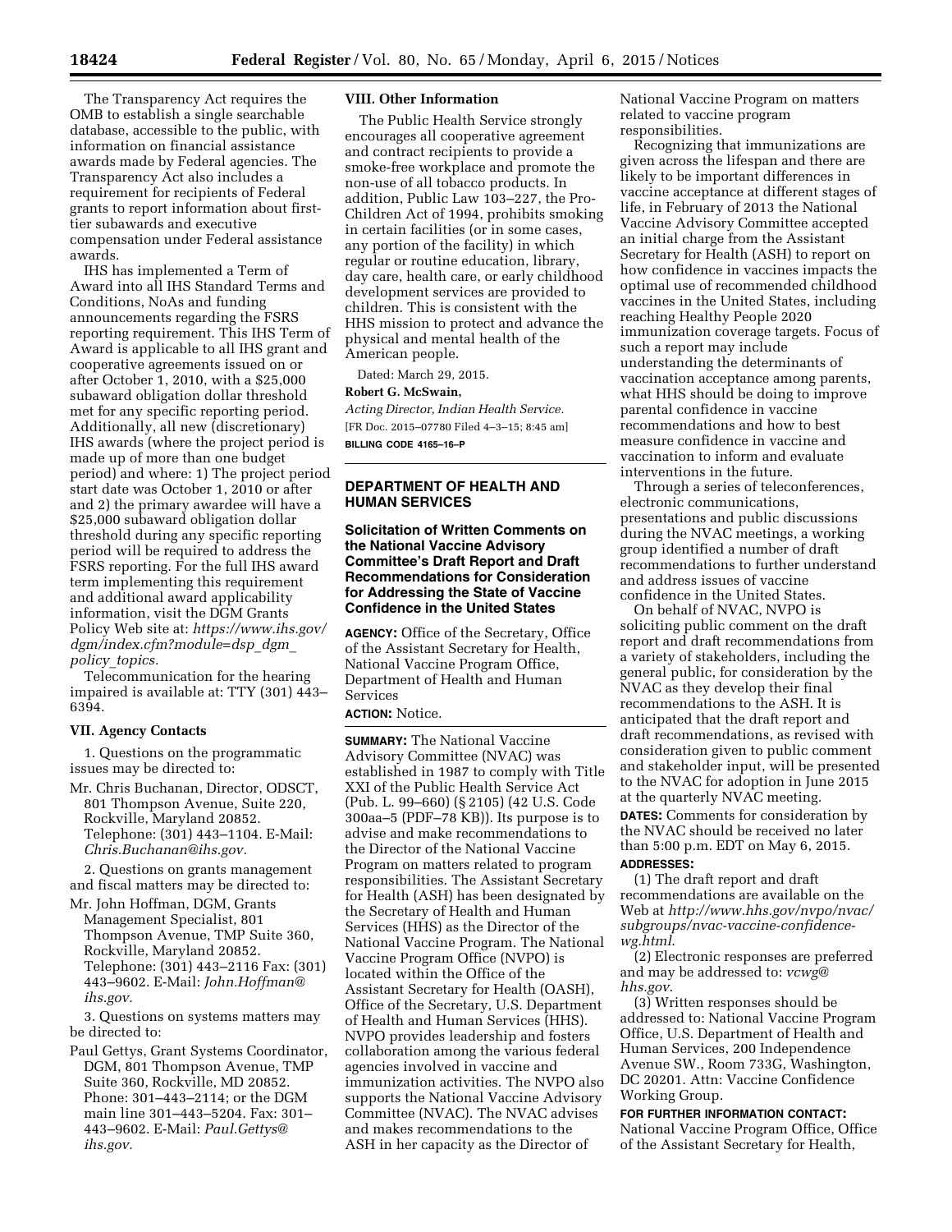The Transparency Act requires the OMB to establish a single searchable database, accessible to the public, with information on financial assistance awards made by Federal agencies. The Transparency Act also includes a requirement for recipients of Federal grants to report information about first-tier subawards and executive compensation under Federal assistance awards.

IHS has implemented a Term of Award into all IHS Standard Terms and Conditions, NoAs and funding announcements regarding the FSRS reporting requirement. This IHS Term of Award is applicable to all IHS grant and cooperative agreements issued on or after October 1, 2010, with a $25,000 subaward obligation dollar threshold met for any specific reporting period. Additionally, all new (discretionary) IHS awards (where the project period is made up of more than one budget period) and where: 1) The project period start date was October 1, 2010 or after and 2) the primary awardee will have a $25,000 subaward obligation dollar threshold during any specific reporting period will be required to address the FSRS reporting. For the full IHS award term implementing this requirement and additional award applicability information, visit the DGM Grants Policy Web site at: *https://www.ihs.gov/dgm/index.cfm?module=dsp_dgm_policy_topics.*

Telecommunication for the hearing impaired is available at: TTY (301) 443–6394.

## VII. Agency Contacts

1. Questions on the programmatic issues may be directed to:

Mr. Chris Buchanan, Director, ODSCT, 801 Thompson Avenue, Suite 220, Rockville, Maryland 20852. Telephone: (301) 443–1104. E-Mail: *Chris.Buchanan@ihs.gov.*

2. Questions on grants management and fiscal matters may be directed to:

Mr. John Hoffman, DGM, Grants Management Specialist, 801 Thompson Avenue, TMP Suite 360, Rockville, Maryland 20852. Telephone: (301) 443–2116 Fax: (301) 443–9602. E-Mail: *John.Hoffman@ihs.gov.*

3. Questions on systems matters may be directed to:

Paul Gettys, Grant Systems Coordinator, DGM, 801 Thompson Avenue, TMP Suite 360, Rockville, MD 20852. Phone: 301–443–2114; or the DGM main line 301–443–5204. Fax: 301–443–9602. E-Mail: *Paul.Gettys@ihs.gov.*

## VIII. Other Information

The Public Health Service strongly encourages all cooperative agreement and contract recipients to provide a smoke-free workplace and promote the non-use of all tobacco products. In addition, Public Law 103–227, the Pro-Children Act of 1994, prohibits smoking in certain facilities (or in some cases, any portion of the facility) in which regular or routine education, library, day care, health care, or early childhood development services are provided to children. This is consistent with the HHS mission to protect and advance the physical and mental health of the American people.

Dated: March 29, 2015.

**Robert G. McSwain,**

*Acting Director, Indian Health Service.*

[FR Doc. 2015–07780 Filed 4–3–15; 8:45 am]

**BILLING CODE 4165–16–P**

## DEPARTMENT OF HEALTH AND HUMAN SERVICES

### Solicitation of Written Comments on the National Vaccine Advisory Committee's Draft Report and Draft Recommendations for Consideration for Addressing the State of Vaccine Confidence in the United States

**AGENCY:** Office of the Secretary, Office of the Assistant Secretary for Health, National Vaccine Program Office, Department of Health and Human Services

**ACTION:** Notice.

**SUMMARY:** The National Vaccine Advisory Committee (NVAC) was established in 1987 to comply with Title XXI of the Public Health Service Act (Pub. L. 99–660) (§ 2105) (42 U.S. Code 300aa–5 (PDF–78 KB)). Its purpose is to advise and make recommendations to the Director of the National Vaccine Program on matters related to program responsibilities. The Assistant Secretary for Health (ASH) has been designated by the Secretary of Health and Human Services (HHS) as the Director of the National Vaccine Program. The National Vaccine Program Office (NVPO) is located within the Office of the Assistant Secretary for Health (OASH), Office of the Secretary, U.S. Department of Health and Human Services (HHS). NVPO provides leadership and fosters collaboration among the various federal agencies involved in vaccine and immunization activities. The NVPO also supports the National Vaccine Advisory Committee (NVAC). The NVAC advises and makes recommendations to the ASH in her capacity as the Director of National Vaccine Program on matters related to vaccine program responsibilities.

Recognizing that immunizations are given across the lifespan and there are likely to be important differences in vaccine acceptance at different stages of life, in February of 2013 the National Vaccine Advisory Committee accepted an initial charge from the Assistant Secretary for Health (ASH) to report on how confidence in vaccines impacts the optimal use of recommended childhood vaccines in the United States, including reaching Healthy People 2020 immunization coverage targets. Focus of such a report may include understanding the determinants of vaccination acceptance among parents, what HHS should be doing to improve parental confidence in vaccine recommendations and how to best measure confidence in vaccine and vaccination to inform and evaluate interventions in the future.

Through a series of teleconferences, electronic communications, presentations and public discussions during the NVAC meetings, a working group identified a number of draft recommendations to further understand and address issues of vaccine confidence in the United States.

On behalf of NVAC, NVPO is soliciting public comment on the draft report and draft recommendations from a variety of stakeholders, including the general public, for consideration by the NVAC as they develop their final recommendations to the ASH. It is anticipated that the draft report and draft recommendations, as revised with consideration given to public comment and stakeholder input, will be presented to the NVAC for adoption in June 2015 at the quarterly NVAC meeting.

**DATES:** Comments for consideration by the NVAC should be received no later than 5:00 p.m. EDT on May 6, 2015.

**ADDRESSES:**

(1) The draft report and draft recommendations are available on the Web at *http://www.hhs.gov/nvpo/nvac/subgroups/nvac-vaccine-confidence-wg.html*.

(2) Electronic responses are preferred and may be addressed to: *vcwg@hhs.gov*.

(3) Written responses should be addressed to: National Vaccine Program Office, U.S. Department of Health and Human Services, 200 Independence Avenue SW., Room 733G, Washington, DC 20201. Attn: Vaccine Confidence Working Group.

**FOR FURTHER INFORMATION CONTACT:** National Vaccine Program Office, Office of the Assistant Secretary for Health,